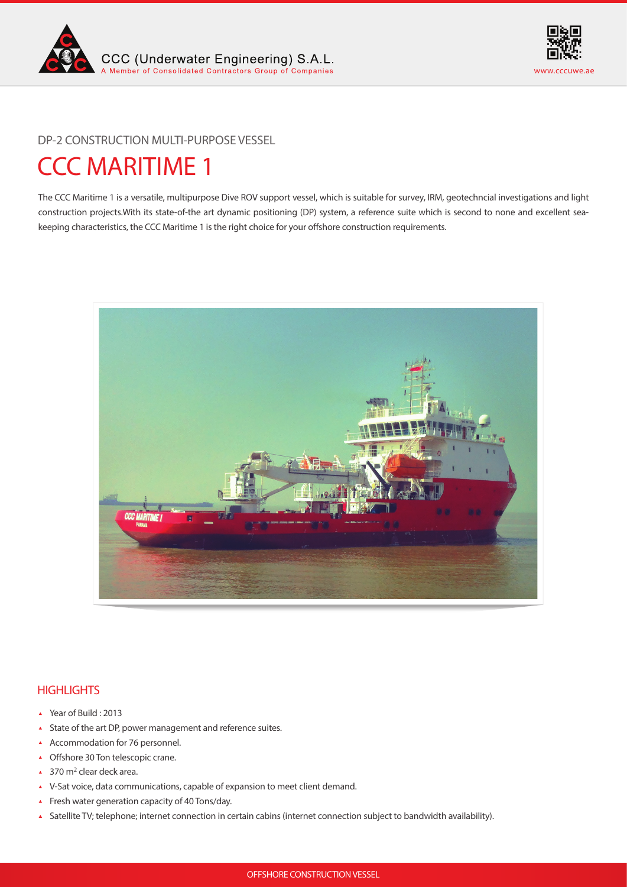CCC (Underwater Engineering) S.A.L.
A Member of Consolidated Contractors Group of Companies

www.cccuwe.ae

DP-2 CONSTRUCTION MULTI-PURPOSE VESSEL

# CCC MARITIME 1

The CCC Maritime 1 is a versatile, multipurpose Dive ROV support vessel, which is suitable for survey, IRM, geotechncial investigations and light construction projects.With its state-of-the art dynamic positioning (DP) system, a reference suite which is second to none and excellent sea-keeping characteristics, the CCC Maritime 1 is the right choice for your offshore construction requirements.

## HIGHLIGHTS

- Year of Build : 2013
- State of the art DP, power management and reference suites.
- Accommodation for 76 personnel.
- Offshore 30 Ton telescopic crane.
- 370 $m^2$ clear deck area.
- V-Sat voice, data communications, capable of expansion to meet client demand.
- Fresh water generation capacity of 40 Tons/day.
- Satellite TV; telephone; internet connection in certain cabins (internet connection subject to bandwidth availability).

OFFSHORE CONSTRUCTION VESSEL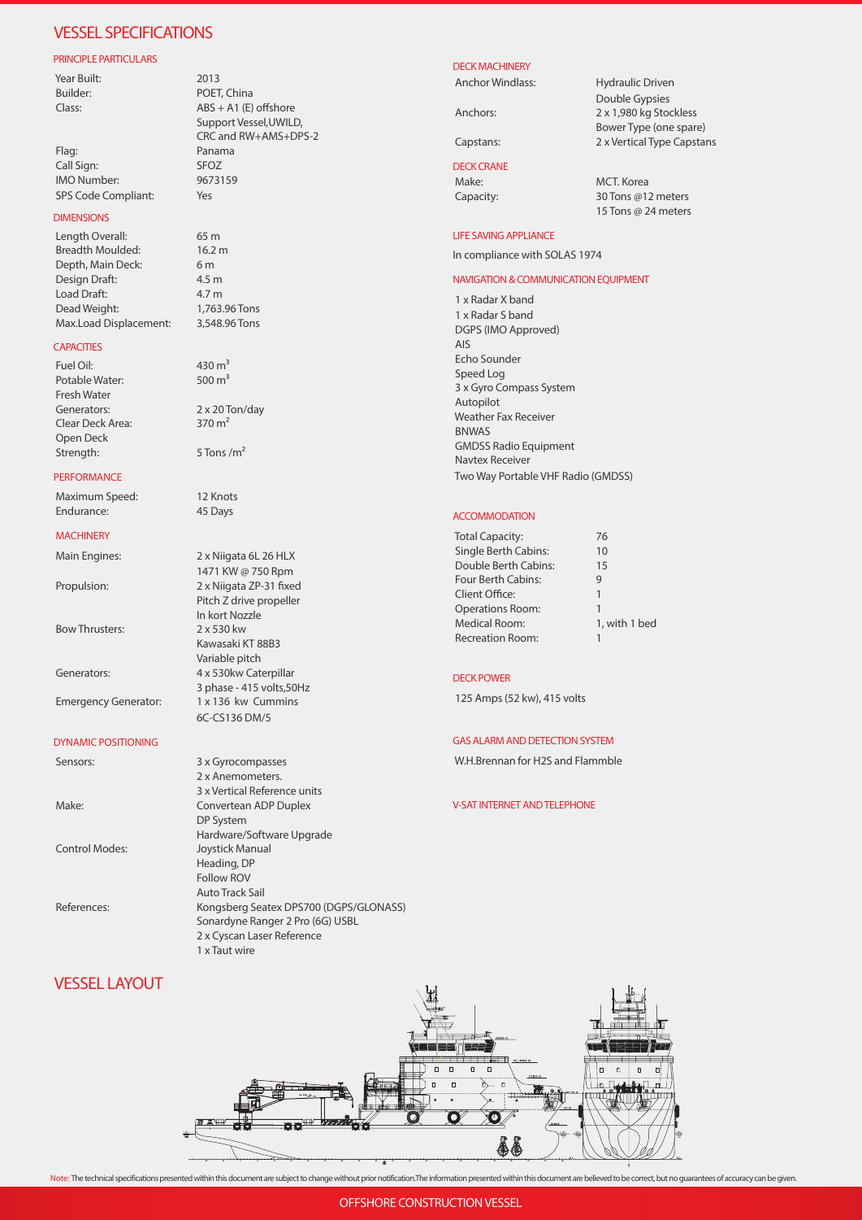# VESSEL SPECIFICATIONS

## PRINCIPLE PARTICULARS

| | |
|---|---|
| Year Built: | 2013 |
| Builder: | POET, China |
| Class: | ABS + A1 (E) offshore Support Vessel,UWILD, CRC and RW+AMS+DPS-2 |
| Flag: | Panama |
| Call Sign: | SFOZ |
| IMO Number: | 9673159 |
| SPS Code Compliant: | Yes |

## DIMENSIONS

| | |
|---|---|
| Length Overall: | 65 m |
| Breadth Moulded: | 16.2 m |
| Depth, Main Deck: | 6 m |
| Design Draft: | 4.5 m |
| Load Draft: | 4.7 m |
| Dead Weight: | 1,763.96 Tons |
| Max.Load Displacement: | 3,548.96 Tons |

## CAPACITIES

| | |
|---|---|
| Fuel Oil: | 430 $m^3$ |
| Potable Water: | 500 $m^3$ |
| Fresh Water Generators: | 2 x 20 Ton/day |
| Clear Deck Area: | 370 $m^2$ |
| Open Deck Strength: | 5 Tons /$m^2$ |

## PERFORMANCE

| | |
|---|---|
| Maximum Speed: | 12 Knots |
| Endurance: | 45 Days |

## MACHINERY

| | |
|---|---|
| Main Engines: | 2 x Niigata 6L 26 HLX 1471 KW @ 750 Rpm |
| Propulsion: | 2 x Niigata ZP-31 fixed Pitch Z drive propeller In kort Nozzle |
| Bow Thrusters: | 2 x 530 kw Kawasaki KT 88B3 Variable pitch |
| Generators: | 4 x 530kw Caterpillar 3 phase - 415 volts,50Hz |
| Emergency Generator: | 1 x 136 kw Cummins 6C-CS136 DM/5 |

## DYNAMIC POSITIONING

| | |
|---|---|
| Sensors: | 3 x Gyrocompasses<br>2 x Anemometers.<br>3 x Vertical Reference units |
| Make: | Convertean ADP Duplex DP System Hardware/Software Upgrade |
| Control Modes: | Joystick Manual<br>Heading, DP<br>Follow ROV<br>Auto Track Sail |
| References: | Kongsberg Seatex DPS700 (DGPS/GLONASS)<br>Sonardyne Ranger 2 Pro (6G) USBL<br>2 x Cyscan Laser Reference<br>1 x Taut wire |

## DECK MACHINERY

| | |
|---|---|
| Anchor Windlass: | Hydraulic Driven Double Gypsies |
| Anchors: | 2 x 1,980 kg Stockless Bower Type (one spare) |
| Capstans: | 2 x Vertical Type Capstans |

## DECK CRANE

| | |
|---|---|
| Make: | MCT. Korea |
| Capacity: | 30 Tons @12 meters<br>15 Tons @ 24 meters |

## LIFE SAVING APPLIANCE

In compliance with SOLAS 1974

## NAVIGATION & COMMUNICATION EQUIPMENT

1 x Radar X band
1 x Radar S band
DGPS (IMO Approved)
AIS
Echo Sounder
Speed Log
3 x Gyro Compass System
Autopilot
Weather Fax Receiver
BNWAS
GMDSS Radio Equipment
Navtex Receiver
Two Way Portable VHF Radio (GMDSS)

## ACCOMMODATION

| | |
|---|---|
| Total Capacity: | 76 |
| Single Berth Cabins: | 10 |
| Double Berth Cabins: | 15 |
| Four Berth Cabins: | 9 |
| Client Office: | 1 |
| Operations Room: | 1 |
| Medical Room: | 1, with 1 bed |
| Recreation Room: | 1 |

## DECK POWER

125 Amps (52 kw), 415 volts

## GAS ALARM AND DETECTION SYSTEM

W.H.Brennan for H2S and Flammble

## V-SAT INTERNET AND TELEPHONE

# VESSEL LAYOUT

Note: The technical specifications presented within this document are subject to change without prior notification.The information presented within this document are believed to be correct, but no guarantees of accuracy can be given.

OFFSHORE CONSTRUCTION VESSEL